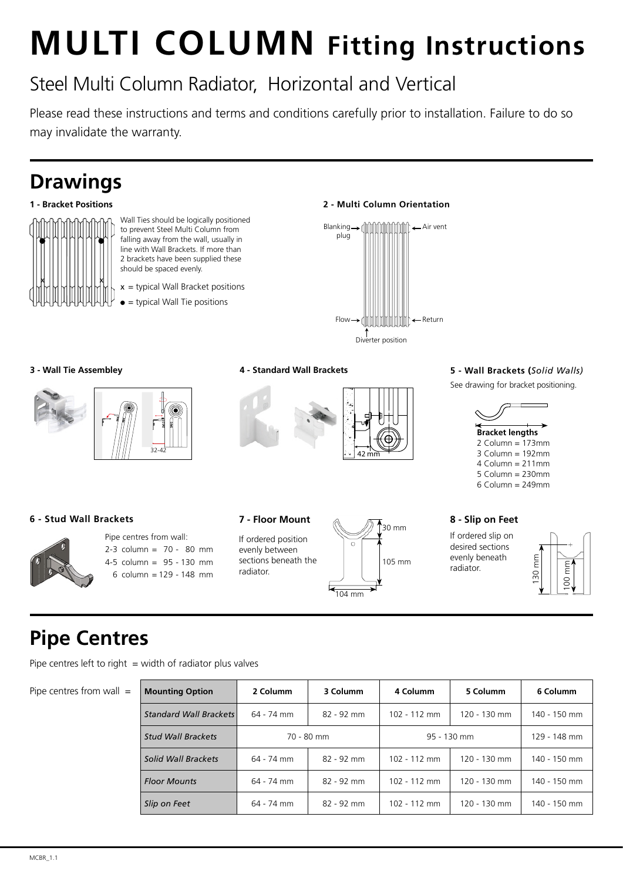# MULTI COLUMN Fitting Instructions

## Steel Multi Column Radiator, Horizontal and Vertical

Please read these instructions and terms and conditions carefully prior to installation. Failure to do so may invalidate the warranty.

## Drawings

### 1 - Bracket Positions

Wall Ties should be logically positioned to prevent Steel Multi Column from falling away from the wall, usually in line with Wall Brackets. If more than 2 brackets have been supplied these should be spaced evenly.

x = typical Wall Bracket positions

● = typical Wall Tie positions

### 2 - Multi Column Orientation

Blanking plug

Air vent

Flow

Return

Diverter position

### 3 - Wall Tie Assembley

32-42

### 4 - Standard Wall Brackets

42 mm

### 5 - Wall Brackets (*Solid Walls)*

See drawing for bracket positioning.

**Bracket lengths**
2 Column = 173mm
3 Column = 192mm
4 Column = 211mm
5 Column = 230mm
6 Column = 249mm

### 6 - Stud Wall Brackets

Pipe centres from wall:
2-3 column = 70 - 80 mm
4-5 column = 95 - 130 mm
6 column = 129 - 148 mm

### 7 - Floor Mount

If ordered position evenly between sections beneath the radiator.

30 mm
105 mm
104 mm

### 8 - Slip on Feet

If ordered slip on desired sections evenly beneath radiator.

130 mm
100 mm

## Pipe Centres

Pipe centres left to right = width of radiator plus valves

Pipe centres from wall =

| Mounting Option | 2 Columm | 3 Columm | 4 Columm | 5 Columm | 6 Columm |
|---|---|---|---|---|---|
| *Standard Wall Brackets* | 64 - 74 mm | 82 - 92 mm | 102 - 112 mm | 120 - 130 mm | 140 - 150 mm |
| *Stud Wall Brackets* | 70 - 80 mm | | 95 - 130 mm | | 129 - 148 mm |
| *Solid Wall Brackets* | 64 - 74 mm | 82 - 92 mm | 102 - 112 mm | 120 - 130 mm | 140 - 150 mm |
| *Floor Mounts* | 64 - 74 mm | 82 - 92 mm | 102 - 112 mm | 120 - 130 mm | 140 - 150 mm |
| *Slip on Feet* | 64 - 74 mm | 82 - 92 mm | 102 - 112 mm | 120 - 130 mm | 140 - 150 mm |

MCBR_1.1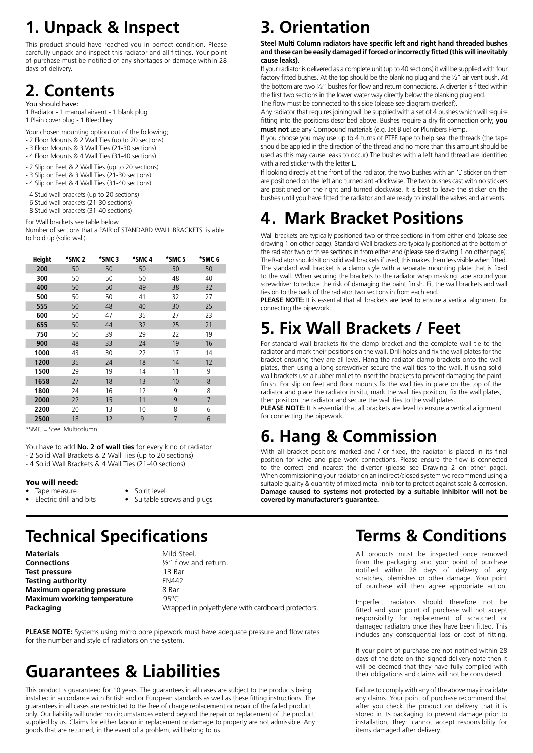# 1. Unpack & Inspect

This product should have reached you in perfect condition. Please carefully unpack and inspect this radiator and all fittings. Your point of purchase must be notified of any shortages or damage within 28 days of delivery.

# 2. Contents

You should have:

1 Radiator - 1 manual airvent - 1 blank plug
1 Plain cover plug - 1 Bleed key

Your chosen mounting option out of the following;

- 2 Floor Mounts & 2 Wall Ties (up to 20 sections)
- 3 Floor Mounts & 3 Wall Ties (21-30 sections)
- 4 Floor Mounts & 4 Wall Ties (31-40 sections)

- 2 Slip on Feet & 2 Wall Ties (up to 20 sections)
- 3 Slip on Feet & 3 Wall Ties (21-30 sections)
- 4 Slip on Feet & 4 Wall Ties (31-40 sections)

- 4 Stud wall brackets (up to 20 sections)
- 6 Stud wall brackets (21-30 sections)
- 8 Stud wall brackets (31-40 sections)

For Wall brackets see table below
Number of sections that a PAIR of STANDARD WALL BRACKETS is able to hold up (solid wall).

| Height | *SMC 2 | *SMC 3 | *SMC 4 | *SMC 5 | *SMC 6 |
|---|---|---|---|---|---|
| 200 | 50 | 50 | 50 | 50 | 50 |
| 300 | 50 | 50 | 50 | 48 | 40 |
| 400 | 50 | 50 | 49 | 38 | 32 |
| 500 | 50 | 50 | 41 | 32 | 27 |
| 555 | 50 | 48 | 40 | 30 | 25 |
| 600 | 50 | 47 | 35 | 27 | 23 |
| 655 | 50 | 44 | 32 | 25 | 21 |
| 750 | 50 | 39 | 29 | 22 | 19 |
| 900 | 48 | 33 | 24 | 19 | 16 |
| 1000 | 43 | 30 | 22 | 17 | 14 |
| 1200 | 35 | 24 | 18 | 14 | 12 |
| 1500 | 29 | 19 | 14 | 11 | 9 |
| 1658 | 27 | 18 | 13 | 10 | 8 |
| 1800 | 24 | 16 | 12 | 9 | 8 |
| 2000 | 22 | 15 | 11 | 9 | 7 |
| 2200 | 20 | 13 | 10 | 8 | 6 |
| 2500 | 18 | 12 | 9 | 7 | 6 |

*SMC = Steel Multicolumn

You have to add **No. 2 of wall ties** for every kind of radiator

- 2 Solid Wall Brackets & 2 Wall Ties (up to 20 sections)
- 4 Solid Wall Brackets & 4 Wall Ties (21-40 sections)

**You will need:**

- Tape measure
- Electric drill and bits
- Spirit level
- Suitable screws and plugs

# 3. Orientation

**Steel Multi Column radiators have specific left and right hand threaded bushes and these can be easily damaged if forced or incorrectly fitted (this will inevitably cause leaks).**

If your radiator is delivered as a complete unit (up to 40 sections) it will be supplied with four factory fitted bushes. At the top should be the blanking plug and the ½" air vent bush. At the bottom are two ½" bushes for flow and return connections. A diverter is fitted within the first two sections in the lower water way directly below the blanking plug end.

The flow must be connected to this side (please see diagram overleaf).

Any radiator that requires joining will be supplied with a set of 4 bushes which will require fitting into the positions described above. Bushes require a dry fit connection only; **you must not** use any Compound materials (e.g. Jet Blue) or Plumbers Hemp.

If you choose you may use up to 4 turns of PTFE tape to help seal the threads (the tape should be applied in the direction of the thread and no more than this amount should be used as this may cause leaks to occur) The bushes with a left hand thread are identified with a red sticker with the letter L.

If looking directly at the front of the radiator, the two bushes with an 'L' sticker on them are positioned on the left and turned anti-clockwise. The two bushes cast with no stickers are positioned on the right and turned clockwise. It is best to leave the sticker on the bushes until you have fitted the radiator and are ready to install the valves and air vents.

# 4. Mark Bracket Positions

Wall brackets are typically positioned two or three sections in from either end (please see drawing 1 on other page). Standard Wall brackets are typically positioned at the bottom of the radiator two or three sections in from either end (please see drawing 1 on other page). The Radiator should sit on solid wall brackets if used, this makes them less visible when fitted. The standard wall bracket is a clamp style with a separate mounting plate that is fixed to the wall. When securing the brackets to the radiator wrap masking tape around your screwdriver to reduce the risk of damaging the paint finish. Fit the wall brackets and wall ties on to the back of the radiator two sections in from each end.

**PLEASE NOTE:** It is essential that all brackets are level to ensure a vertical alignment for connecting the pipework.

# 5. Fix Wall Brackets / Feet

For standard wall brackets fix the clamp bracket and the complete wall tie to the radiator and mark their positions on the wall. Drill holes and fix the wall plates for the bracket ensuring they are all level. Hang the radiator clamp brackets onto the wall plates, then using a long screwdriver secure the wall ties to the wall. If using solid wall brackets use a rubber mallet to insert the brackets to prevent damaging the paint finish. For slip on feet and floor mounts fix the wall ties in place on the top of the radiator and place the radiator in situ, mark the wall ties position, fix the wall plates, then position the radiator and secure the wall ties to the wall plates.

**PLEASE NOTE:** It is essential that all brackets are level to ensure a vertical alignment for connecting the pipework.

# 6. Hang & Commission

With all bracket positions marked and / or fixed, the radiator is placed in its final position for valve and pipe work connections. Please ensure the flow is connected to the correct end nearest the diverter (please see Drawing 2 on other page). When commissioning your radiator on an indirect/closed system we recommend using a suitable quality & quantity of mixed metal inhibitor to protect against scale & corrosion. **Damage caused to systems not protected by a suitable inhibitor will not be covered by manufacturer's guarantee.**

# Technical Specifications

| | |
|---|---|
| **Materials** | Mild Steel. |
| **Connections** | ½" flow and return. |
| **Test pressure** | 13 Bar |
| **Testing authority** | EN442 |
| **Maximum operating pressure** | 8 Bar |
| **Maximum working temperature** | 95°C |
| **Packaging** | Wrapped in polyethylene with cardboard protectors. |

**PLEASE NOTE:** Systems using micro bore pipework must have adequate pressure and flow rates for the number and style of radiators on the system.

# Guarantees & Liabilities

This product is guaranteed for 10 years. The guarantees in all cases are subject to the products being installed in accordance with British and or European standards as well as these fitting instructions. The guarantees in all cases are restricted to the free of charge replacement or repair of the failed product only. Our liability will under no circumstances extend beyond the repair or replacement of the product supplied by us. Claims for either labour in replacement or damage to property are not admissible. Any goods that are returned, in the event of a problem, will belong to us.

# Terms & Conditions

All products must be inspected once removed from the packaging and your point of purchase notified within 28 days of delivery of any scratches, blemishes or other damage. Your point of purchase will then agree appropriate action.

Imperfect radiators should therefore not be fitted and your point of purchase will not accept responsibility for replacement of scratched or damaged radiators once they have been fitted. This includes any consequential loss or cost of fitting.

If your point of purchase are not notified within 28 days of the date on the signed delivery note then it will be deemed that they have fully complied with their obligations and claims will not be considered.

Failure to comply with any of the above may invalidate any claims. Your point of purchase recommend that after you check the product on delivery that it is stored in its packaging to prevent damage prior to installation, they cannot accept responsibility for items damaged after delivery.